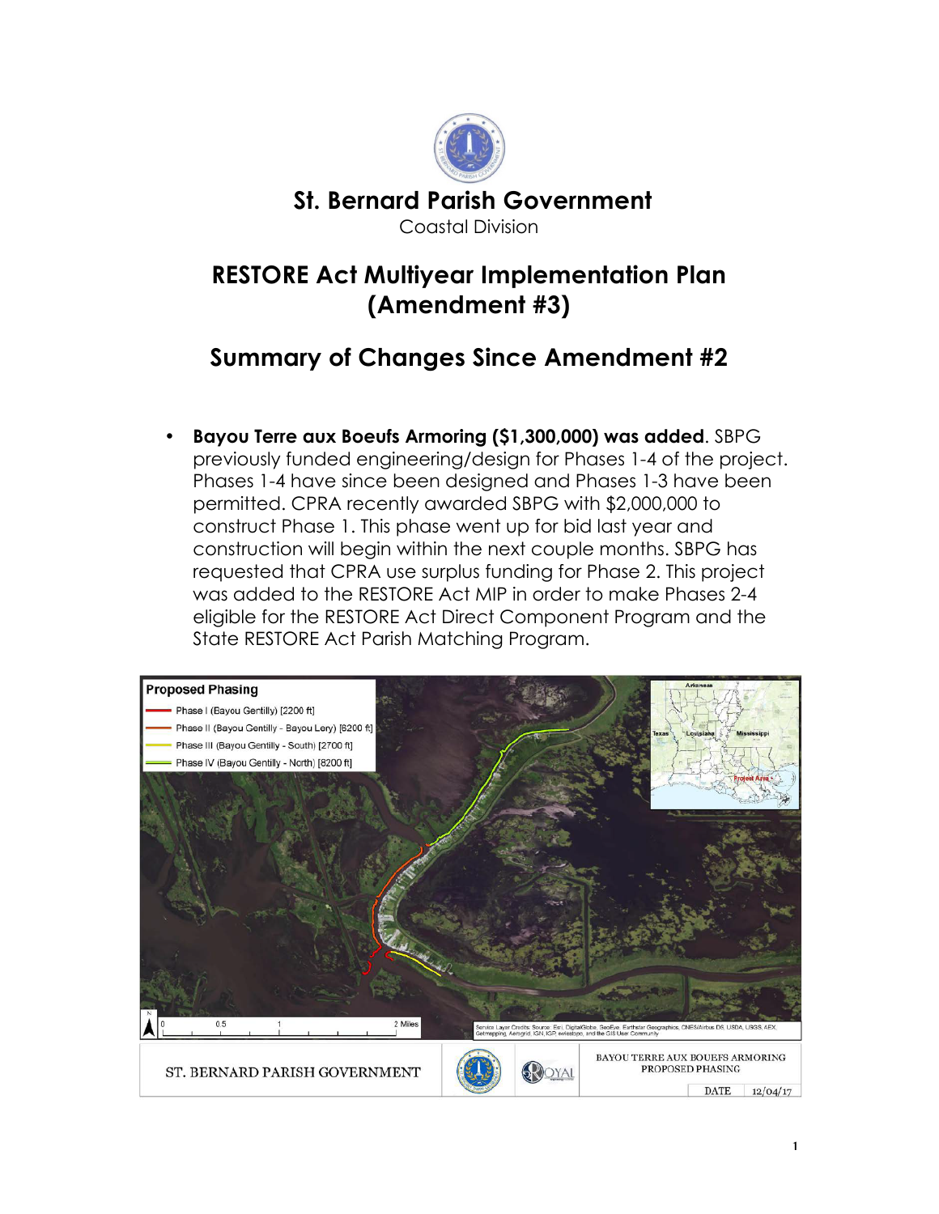# St. Bernard Parish Government

Coastal Division

## RESTORE Act Multiyear Implementation Plan (Amendment #3)

## Summary of Changes Since Amendment #2

- **Bayou Terre aux Boeufs Armoring ($1,300,000) was added**. SBPG previously funded engineering/design for Phases 1-4 of the project. Phases 1-4 have since been designed and Phases 1-3 have been permitted. CPRA recently awarded SBPG with $2,000,000 to construct Phase 1. This phase went up for bid last year and construction will begin within the next couple months. SBPG has requested that CPRA use surplus funding for Phase 2. This project was added to the RESTORE Act MIP in order to make Phases 2-4 eligible for the RESTORE Act Direct Component Program and the State RESTORE Act Parish Matching Program.

**Proposed Phasing**

- Phase I (Bayou Gentilly) [2200 ft]
- Phase II (Bayou Gentilly - Bayou Lery) [6200 ft]
- Phase III (Bayou Gentilly - South) [2700 ft]
- Phase IV (Bayou Gentilly - North) [8200 ft]

ST. BERNARD PARISH GOVERNMENT — BAYOU TERRE AUX BOEUFS ARMORING PROPOSED PHASING — DATE 12/04/17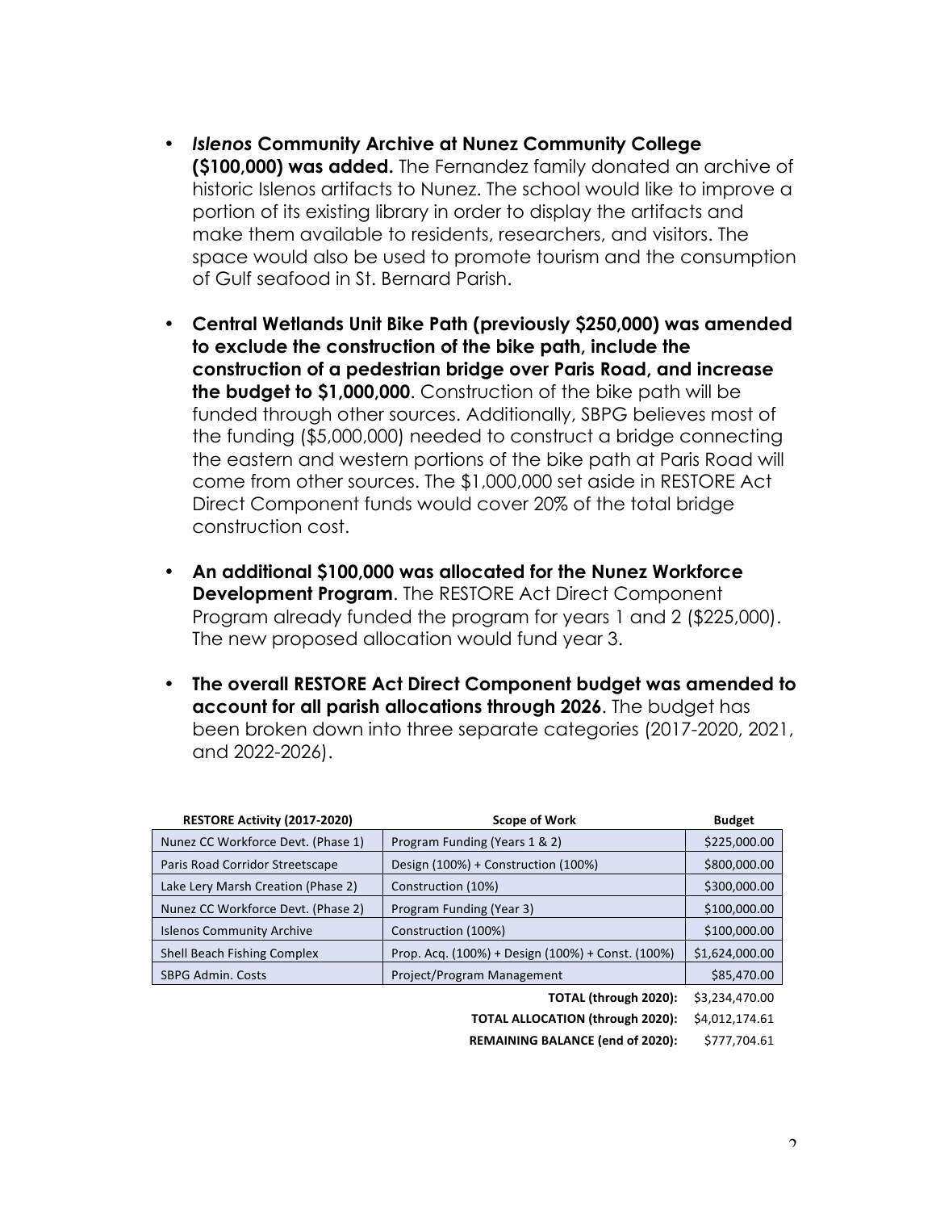- ***Islenos* Community Archive at Nunez Community College ($100,000) was added.** The Fernandez family donated an archive of historic Islenos artifacts to Nunez. The school would like to improve a portion of its existing library in order to display the artifacts and make them available to residents, researchers, and visitors. The space would also be used to promote tourism and the consumption of Gulf seafood in St. Bernard Parish.

- **Central Wetlands Unit Bike Path (previously $250,000) was amended to exclude the construction of the bike path, include the construction of a pedestrian bridge over Paris Road, and increase the budget to $1,000,000**. Construction of the bike path will be funded through other sources. Additionally, SBPG believes most of the funding ($5,000,000) needed to construct a bridge connecting the eastern and western portions of the bike path at Paris Road will come from other sources. The $1,000,000 set aside in RESTORE Act Direct Component funds would cover 20% of the total bridge construction cost.

- **An additional $100,000 was allocated for the Nunez Workforce Development Program**. The RESTORE Act Direct Component Program already funded the program for years 1 and 2 ($225,000). The new proposed allocation would fund year 3.

- **The overall RESTORE Act Direct Component budget was amended to account for all parish allocations through 2026**. The budget has been broken down into three separate categories (2017-2020, 2021, and 2022-2026).

| RESTORE Activity (2017-2020) | Scope of Work | Budget |
|---|---|---|
| Nunez CC Workforce Devt. (Phase 1) | Program Funding (Years 1 & 2) | $225,000.00 |
| Paris Road Corridor Streetscape | Design (100%) + Construction (100%) | $800,000.00 |
| Lake Lery Marsh Creation (Phase 2) | Construction (10%) | $300,000.00 |
| Nunez CC Workforce Devt. (Phase 2) | Program Funding (Year 3) | $100,000.00 |
| Islenos Community Archive | Construction (100%) | $100,000.00 |
| Shell Beach Fishing Complex | Prop. Acq. (100%) + Design (100%) + Const. (100%) | $1,624,000.00 |
| SBPG Admin. Costs | Project/Program Management | $85,470.00 |
| | **TOTAL (through 2020):** | $3,234,470.00 |
| | **TOTAL ALLOCATION (through 2020):** | $4,012,174.61 |
| | **REMAINING BALANCE (end of 2020):** | $777,704.61 |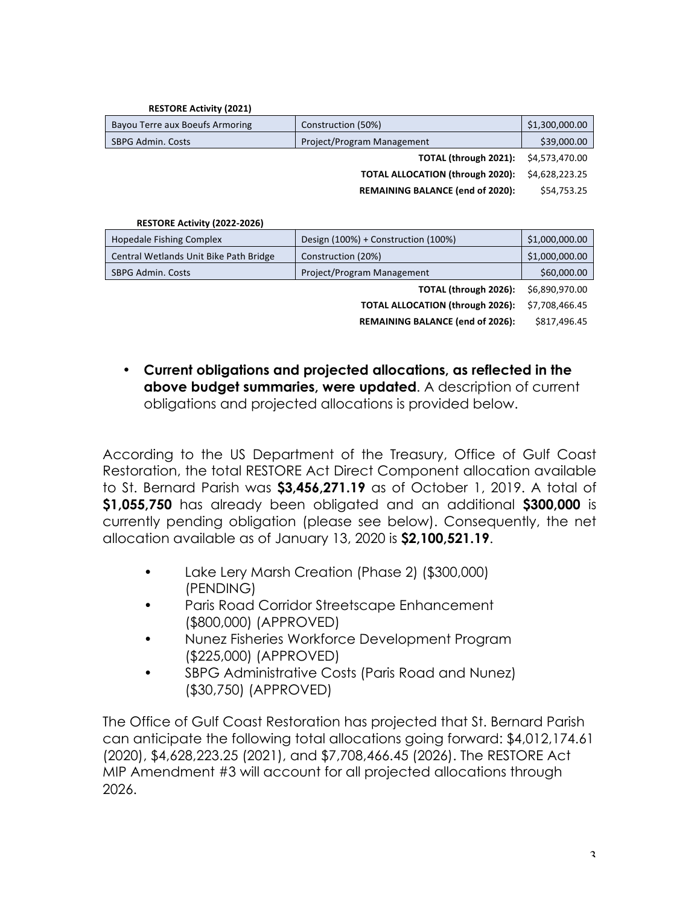**RESTORE Activity (2021)**

| | | |
|---|---|---|
| Bayou Terre aux Boeufs Armoring | Construction (50%) | $1,300,000.00 |
| SBPG Admin. Costs | Project/Program Management | $39,000.00 |
| | **TOTAL (through 2021):** | $4,573,470.00 |
| | **TOTAL ALLOCATION (through 2020):** | $4,628,223.25 |
| | **REMAINING BALANCE (end of 2020):** | $54,753.25 |

**RESTORE Activity (2022-2026)**

| | | |
|---|---|---|
| Hopedale Fishing Complex | Design (100%) + Construction (100%) | $1,000,000.00 |
| Central Wetlands Unit Bike Path Bridge | Construction (20%) | $1,000,000.00 |
| SBPG Admin. Costs | Project/Program Management | $60,000.00 |
| | **TOTAL (through 2026):** | $6,890,970.00 |
| | **TOTAL ALLOCATION (through 2026):** | $7,708,466.45 |
| | **REMAINING BALANCE (end of 2026):** | $817,496.45 |

- **Current obligations and projected allocations, as reflected in the above budget summaries, were updated**. A description of current obligations and projected allocations is provided below.

According to the US Department of the Treasury, Office of Gulf Coast Restoration, the total RESTORE Act Direct Component allocation available to St. Bernard Parish was **$3,456,271.19** as of October 1, 2019. A total of **$1,055,750** has already been obligated and an additional **$300,000** is currently pending obligation (please see below). Consequently, the net allocation available as of January 13, 2020 is **$2,100,521.19**.

- Lake Lery Marsh Creation (Phase 2) ($300,000) (PENDING)
- Paris Road Corridor Streetscape Enhancement ($800,000) (APPROVED)
- Nunez Fisheries Workforce Development Program ($225,000) (APPROVED)
- SBPG Administrative Costs (Paris Road and Nunez) ($30,750) (APPROVED)

The Office of Gulf Coast Restoration has projected that St. Bernard Parish can anticipate the following total allocations going forward: $4,012,174.61 (2020), $4,628,223.25 (2021), and $7,708,466.45 (2026). The RESTORE Act MIP Amendment #3 will account for all projected allocations through 2026.